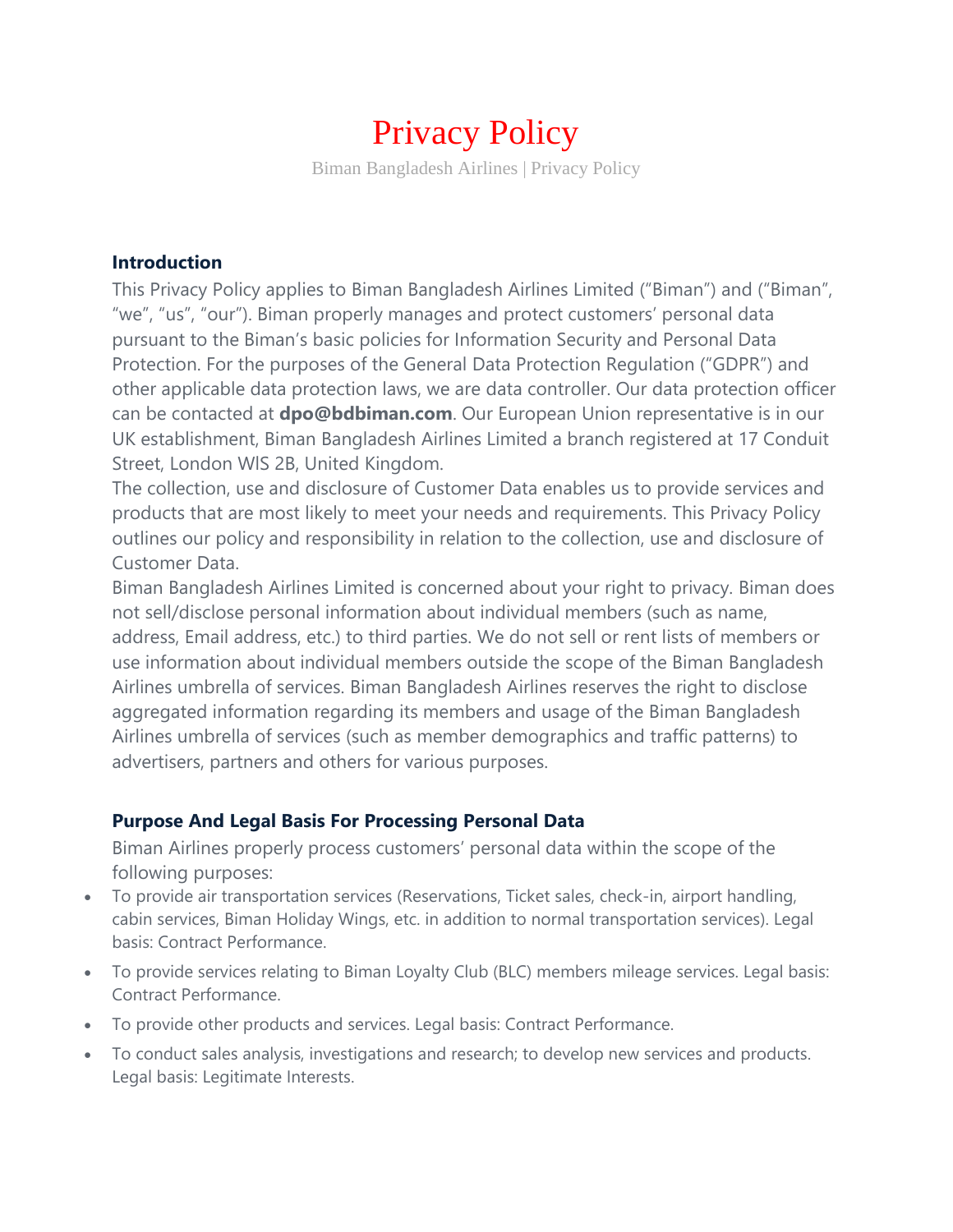# Privacy Policy

Biman Bangladesh Airlines | Privacy Policy

## Introduction

This Privacy Policy applies to Biman Bangladesh Airlines Limited (“Biman”) and (“Biman”, “we”, “us”, “our”). Biman properly manages and protect customers’ personal data pursuant to the Biman’s basic policies for Information Security and Personal Data Protection. For the purposes of the General Data Protection Regulation (“GDPR”) and other applicable data protection laws, we are data controller. Our data protection officer can be contacted at **dpo@bdbiman.com**. Our European Union representative is in our UK establishment, Biman Bangladesh Airlines Limited a branch registered at 17 Conduit Street, London WlS 2B, United Kingdom.

The collection, use and disclosure of Customer Data enables us to provide services and products that are most likely to meet your needs and requirements. This Privacy Policy outlines our policy and responsibility in relation to the collection, use and disclosure of Customer Data.

Biman Bangladesh Airlines Limited is concerned about your right to privacy. Biman does not sell/disclose personal information about individual members (such as name, address, Email address, etc.) to third parties. We do not sell or rent lists of members or use information about individual members outside the scope of the Biman Bangladesh Airlines umbrella of services. Biman Bangladesh Airlines reserves the right to disclose aggregated information regarding its members and usage of the Biman Bangladesh Airlines umbrella of services (such as member demographics and traffic patterns) to advertisers, partners and others for various purposes.

## Purpose And Legal Basis For Processing Personal Data

Biman Airlines properly process customers’ personal data within the scope of the following purposes:

- To provide air transportation services (Reservations, Ticket sales, check-in, airport handling, cabin services, Biman Holiday Wings, etc. in addition to normal transportation services). Legal basis: Contract Performance.
- To provide services relating to Biman Loyalty Club (BLC) members mileage services. Legal basis: Contract Performance.
- To provide other products and services. Legal basis: Contract Performance.
- To conduct sales analysis, investigations and research; to develop new services and products. Legal basis: Legitimate Interests.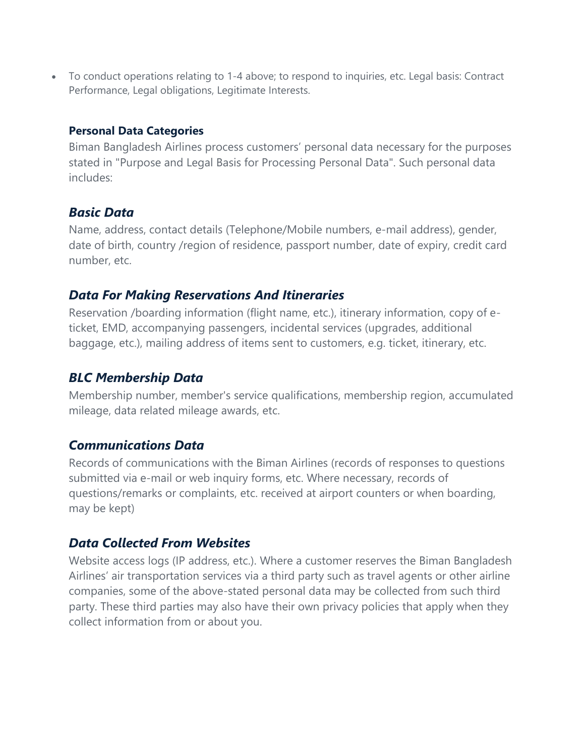- To conduct operations relating to 1-4 above; to respond to inquiries, etc. Legal basis: Contract Performance, Legal obligations, Legitimate Interests.

### Personal Data Categories

Biman Bangladesh Airlines process customers' personal data necessary for the purposes stated in "Purpose and Legal Basis for Processing Personal Data". Such personal data includes:

## *Basic Data*

Name, address, contact details (Telephone/Mobile numbers, e-mail address), gender, date of birth, country /region of residence, passport number, date of expiry, credit card number, etc.

## *Data For Making Reservations And Itineraries*

Reservation /boarding information (flight name, etc.), itinerary information, copy of e-ticket, EMD, accompanying passengers, incidental services (upgrades, additional baggage, etc.), mailing address of items sent to customers, e.g. ticket, itinerary, etc.

## *BLC Membership Data*

Membership number, member's service qualifications, membership region, accumulated mileage, data related mileage awards, etc.

## *Communications Data*

Records of communications with the Biman Airlines (records of responses to questions submitted via e-mail or web inquiry forms, etc. Where necessary, records of questions/remarks or complaints, etc. received at airport counters or when boarding, may be kept)

## *Data Collected From Websites*

Website access logs (IP address, etc.). Where a customer reserves the Biman Bangladesh Airlines' air transportation services via a third party such as travel agents or other airline companies, some of the above-stated personal data may be collected from such third party. These third parties may also have their own privacy policies that apply when they collect information from or about you.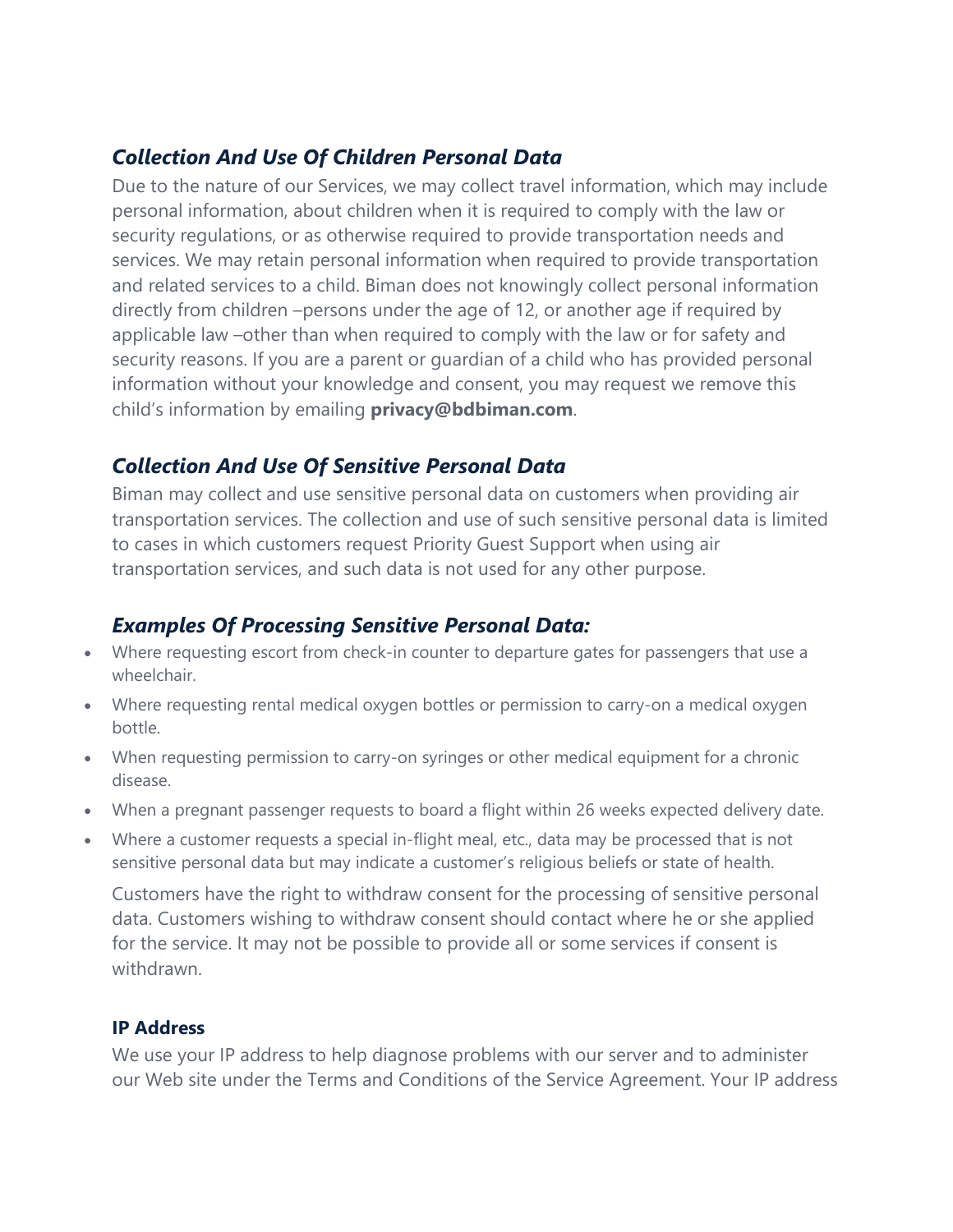### *Collection And Use Of Children Personal Data*

Due to the nature of our Services, we may collect travel information, which may include personal information, about children when it is required to comply with the law or security regulations, or as otherwise required to provide transportation needs and services. We may retain personal information when required to provide transportation and related services to a child. Biman does not knowingly collect personal information directly from children –persons under the age of 12, or another age if required by applicable law –other than when required to comply with the law or for safety and security reasons. If you are a parent or guardian of a child who has provided personal information without your knowledge and consent, you may request we remove this child's information by emailing **privacy@bdbiman.com**.

### *Collection And Use Of Sensitive Personal Data*

Biman may collect and use sensitive personal data on customers when providing air transportation services. The collection and use of such sensitive personal data is limited to cases in which customers request Priority Guest Support when using air transportation services, and such data is not used for any other purpose.

### *Examples Of Processing Sensitive Personal Data:*

- Where requesting escort from check-in counter to departure gates for passengers that use a wheelchair.
- Where requesting rental medical oxygen bottles or permission to carry-on a medical oxygen bottle.
- When requesting permission to carry-on syringes or other medical equipment for a chronic disease.
- When a pregnant passenger requests to board a flight within 26 weeks expected delivery date.
- Where a customer requests a special in-flight meal, etc., data may be processed that is not sensitive personal data but may indicate a customer's religious beliefs or state of health.

Customers have the right to withdraw consent for the processing of sensitive personal data. Customers wishing to withdraw consent should contact where he or she applied for the service. It may not be possible to provide all or some services if consent is withdrawn.

#### **IP Address**

We use your IP address to help diagnose problems with our server and to administer our Web site under the Terms and Conditions of the Service Agreement. Your IP address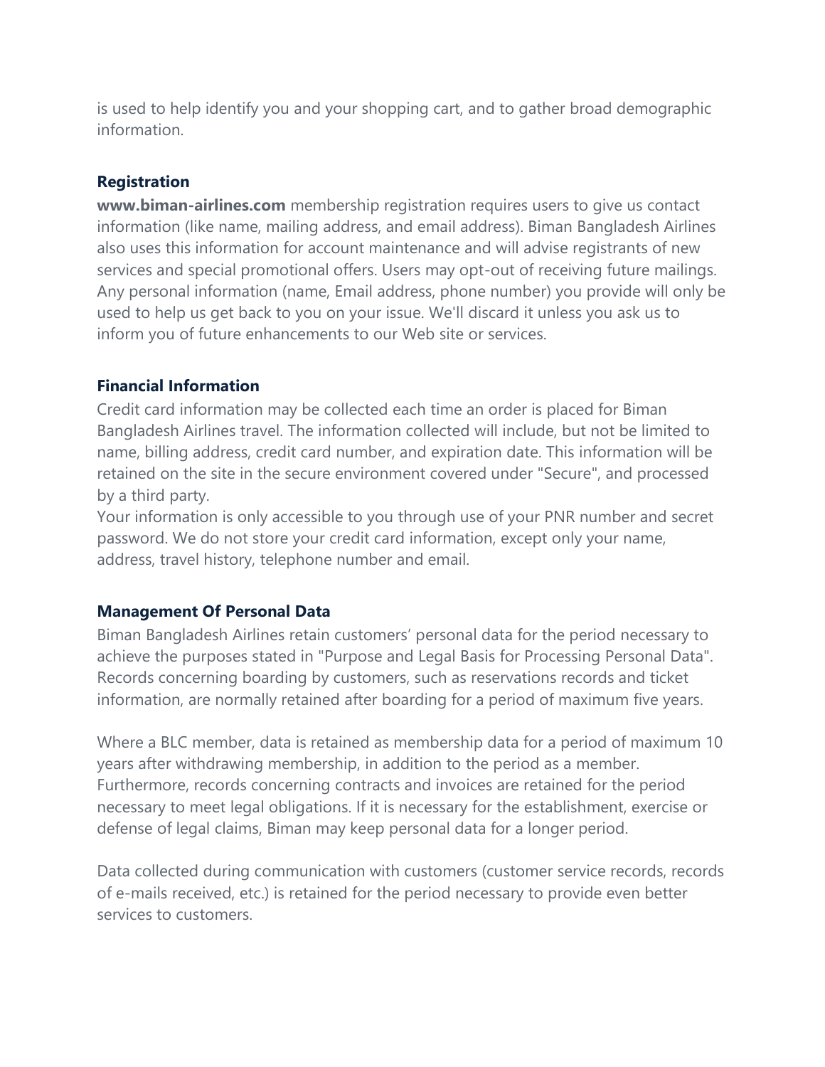is used to help identify you and your shopping cart, and to gather broad demographic information.

### Registration

**www.biman-airlines.com** membership registration requires users to give us contact information (like name, mailing address, and email address). Biman Bangladesh Airlines also uses this information for account maintenance and will advise registrants of new services and special promotional offers. Users may opt-out of receiving future mailings. Any personal information (name, Email address, phone number) you provide will only be used to help us get back to you on your issue. We'll discard it unless you ask us to inform you of future enhancements to our Web site or services.

### Financial Information

Credit card information may be collected each time an order is placed for Biman Bangladesh Airlines travel. The information collected will include, but not be limited to name, billing address, credit card number, and expiration date. This information will be retained on the site in the secure environment covered under "Secure", and processed by a third party.
Your information is only accessible to you through use of your PNR number and secret password. We do not store your credit card information, except only your name, address, travel history, telephone number and email.

### Management Of Personal Data

Biman Bangladesh Airlines retain customers' personal data for the period necessary to achieve the purposes stated in "Purpose and Legal Basis for Processing Personal Data". Records concerning boarding by customers, such as reservations records and ticket information, are normally retained after boarding for a period of maximum five years.

Where a BLC member, data is retained as membership data for a period of maximum 10 years after withdrawing membership, in addition to the period as a member. Furthermore, records concerning contracts and invoices are retained for the period necessary to meet legal obligations. If it is necessary for the establishment, exercise or defense of legal claims, Biman may keep personal data for a longer period.

Data collected during communication with customers (customer service records, records of e-mails received, etc.) is retained for the period necessary to provide even better services to customers.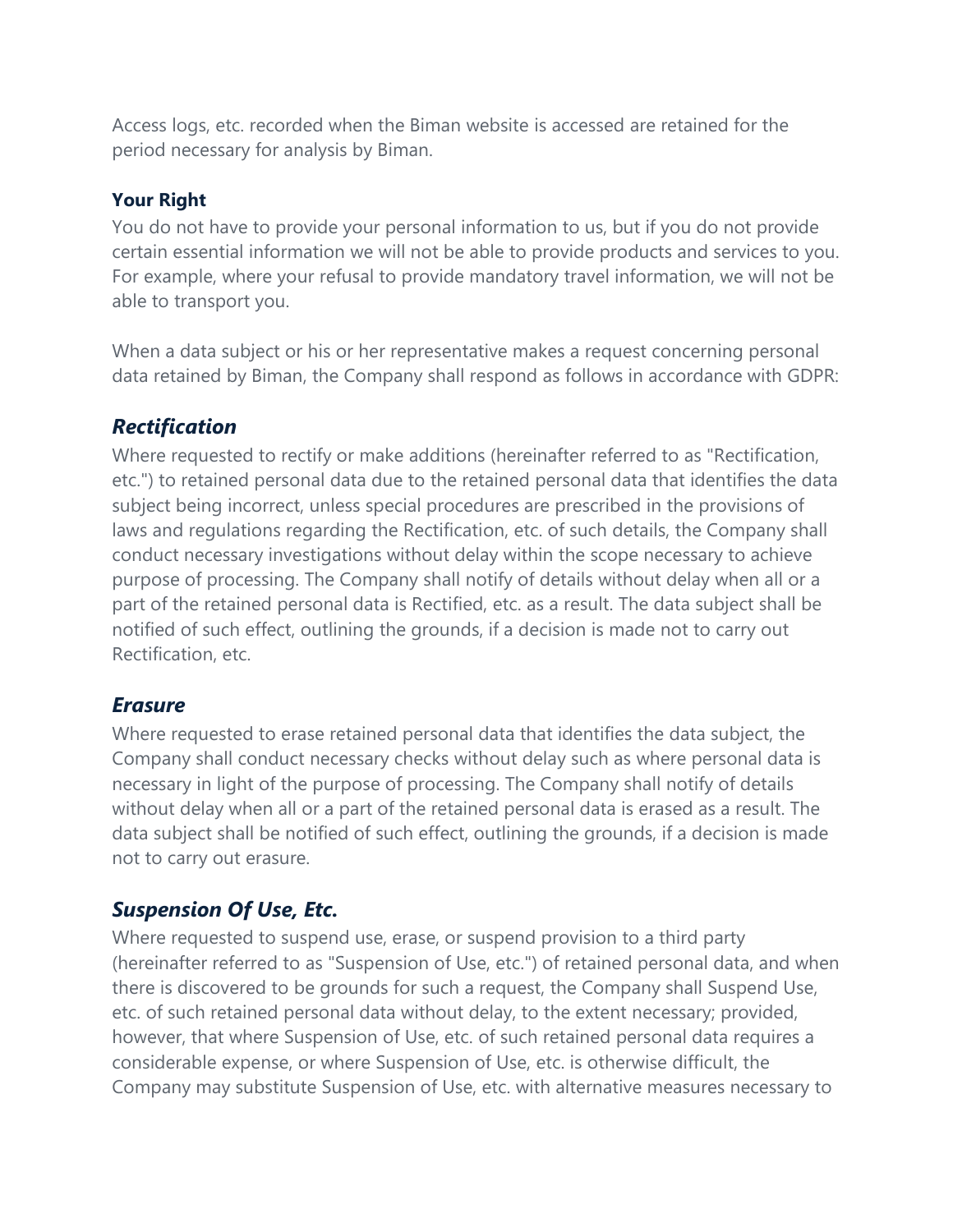Access logs, etc. recorded when the Biman website is accessed are retained for the period necessary for analysis by Biman.

**Your Right**

You do not have to provide your personal information to us, but if you do not provide certain essential information we will not be able to provide products and services to you. For example, where your refusal to provide mandatory travel information, we will not be able to transport you.

When a data subject or his or her representative makes a request concerning personal data retained by Biman, the Company shall respond as follows in accordance with GDPR:

## *Rectification*

Where requested to rectify or make additions (hereinafter referred to as "Rectification, etc.") to retained personal data due to the retained personal data that identifies the data subject being incorrect, unless special procedures are prescribed in the provisions of laws and regulations regarding the Rectification, etc. of such details, the Company shall conduct necessary investigations without delay within the scope necessary to achieve purpose of processing. The Company shall notify of details without delay when all or a part of the retained personal data is Rectified, etc. as a result. The data subject shall be notified of such effect, outlining the grounds, if a decision is made not to carry out Rectification, etc.

## *Erasure*

Where requested to erase retained personal data that identifies the data subject, the Company shall conduct necessary checks without delay such as where personal data is necessary in light of the purpose of processing. The Company shall notify of details without delay when all or a part of the retained personal data is erased as a result. The data subject shall be notified of such effect, outlining the grounds, if a decision is made not to carry out erasure.

## *Suspension Of Use, Etc.*

Where requested to suspend use, erase, or suspend provision to a third party (hereinafter referred to as "Suspension of Use, etc.") of retained personal data, and when there is discovered to be grounds for such a request, the Company shall Suspend Use, etc. of such retained personal data without delay, to the extent necessary; provided, however, that where Suspension of Use, etc. of such retained personal data requires a considerable expense, or where Suspension of Use, etc. is otherwise difficult, the Company may substitute Suspension of Use, etc. with alternative measures necessary to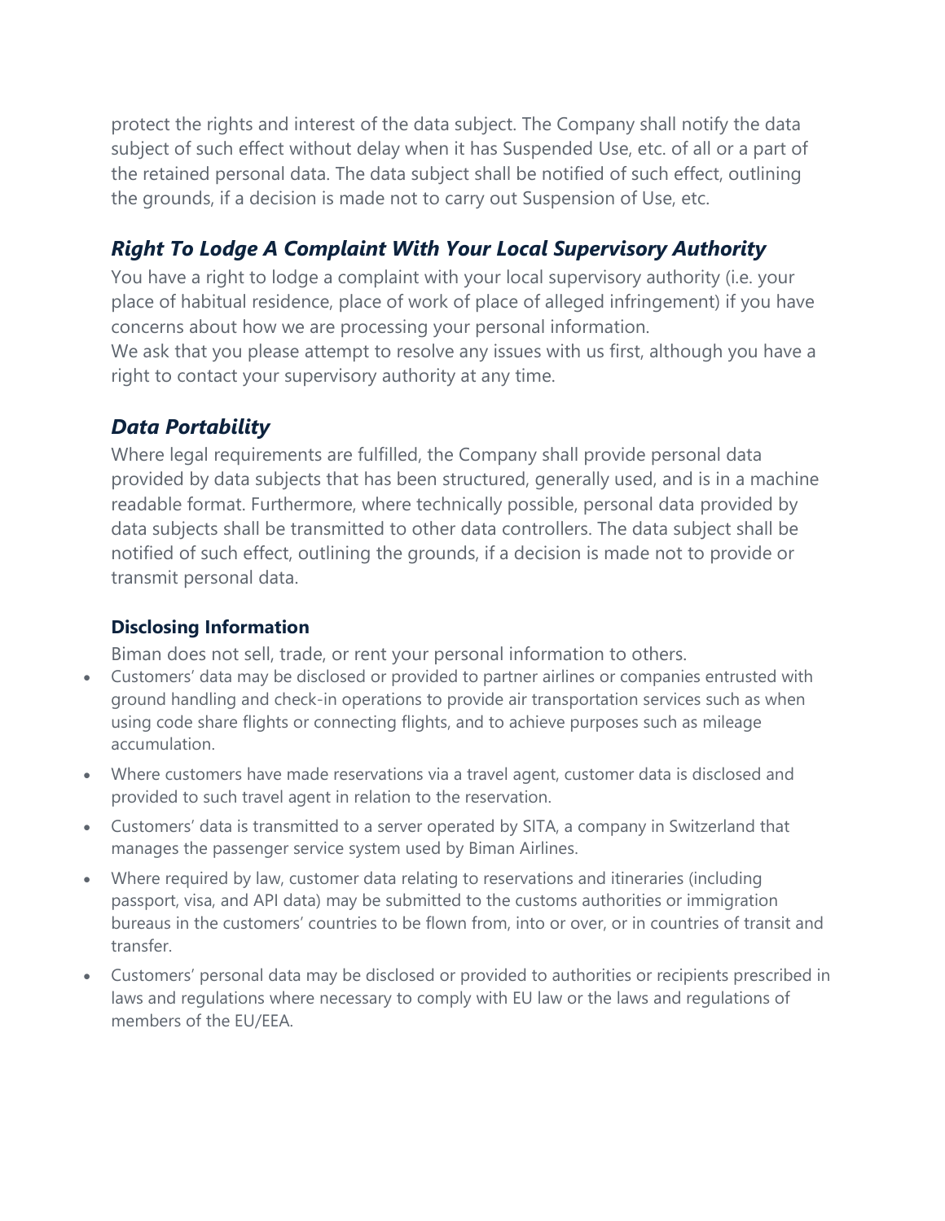protect the rights and interest of the data subject. The Company shall notify the data subject of such effect without delay when it has Suspended Use, etc. of all or a part of the retained personal data. The data subject shall be notified of such effect, outlining the grounds, if a decision is made not to carry out Suspension of Use, etc.

### *Right To Lodge A Complaint With Your Local Supervisory Authority*

You have a right to lodge a complaint with your local supervisory authority (i.e. your place of habitual residence, place of work of place of alleged infringement) if you have concerns about how we are processing your personal information.
We ask that you please attempt to resolve any issues with us first, although you have a right to contact your supervisory authority at any time.

### *Data Portability*

Where legal requirements are fulfilled, the Company shall provide personal data provided by data subjects that has been structured, generally used, and is in a machine readable format. Furthermore, where technically possible, personal data provided by data subjects shall be transmitted to other data controllers. The data subject shall be notified of such effect, outlining the grounds, if a decision is made not to provide or transmit personal data.

#### Disclosing Information

Biman does not sell, trade, or rent your personal information to others.

- Customers' data may be disclosed or provided to partner airlines or companies entrusted with ground handling and check-in operations to provide air transportation services such as when using code share flights or connecting flights, and to achieve purposes such as mileage accumulation.
- Where customers have made reservations via a travel agent, customer data is disclosed and provided to such travel agent in relation to the reservation.
- Customers' data is transmitted to a server operated by SITA, a company in Switzerland that manages the passenger service system used by Biman Airlines.
- Where required by law, customer data relating to reservations and itineraries (including passport, visa, and API data) may be submitted to the customs authorities or immigration bureaus in the customers' countries to be flown from, into or over, or in countries of transit and transfer.
- Customers' personal data may be disclosed or provided to authorities or recipients prescribed in laws and regulations where necessary to comply with EU law or the laws and regulations of members of the EU/EEA.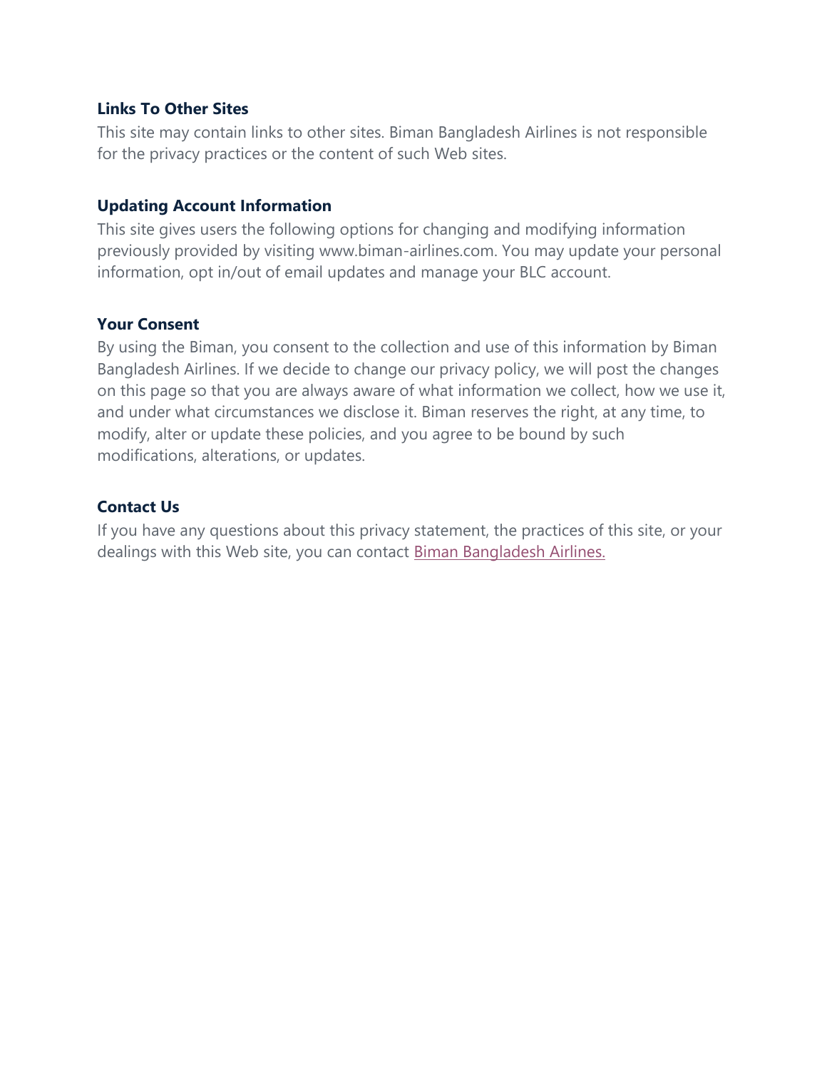### Links To Other Sites

This site may contain links to other sites. Biman Bangladesh Airlines is not responsible for the privacy practices or the content of such Web sites.

### Updating Account Information

This site gives users the following options for changing and modifying information previously provided by visiting www.biman-airlines.com. You may update your personal information, opt in/out of email updates and manage your BLC account.

### Your Consent

By using the Biman, you consent to the collection and use of this information by Biman Bangladesh Airlines. If we decide to change our privacy policy, we will post the changes on this page so that you are always aware of what information we collect, how we use it, and under what circumstances we disclose it. Biman reserves the right, at any time, to modify, alter or update these policies, and you agree to be bound by such modifications, alterations, or updates.

### Contact Us

If you have any questions about this privacy statement, the practices of this site, or your dealings with this Web site, you can contact Biman Bangladesh Airlines.